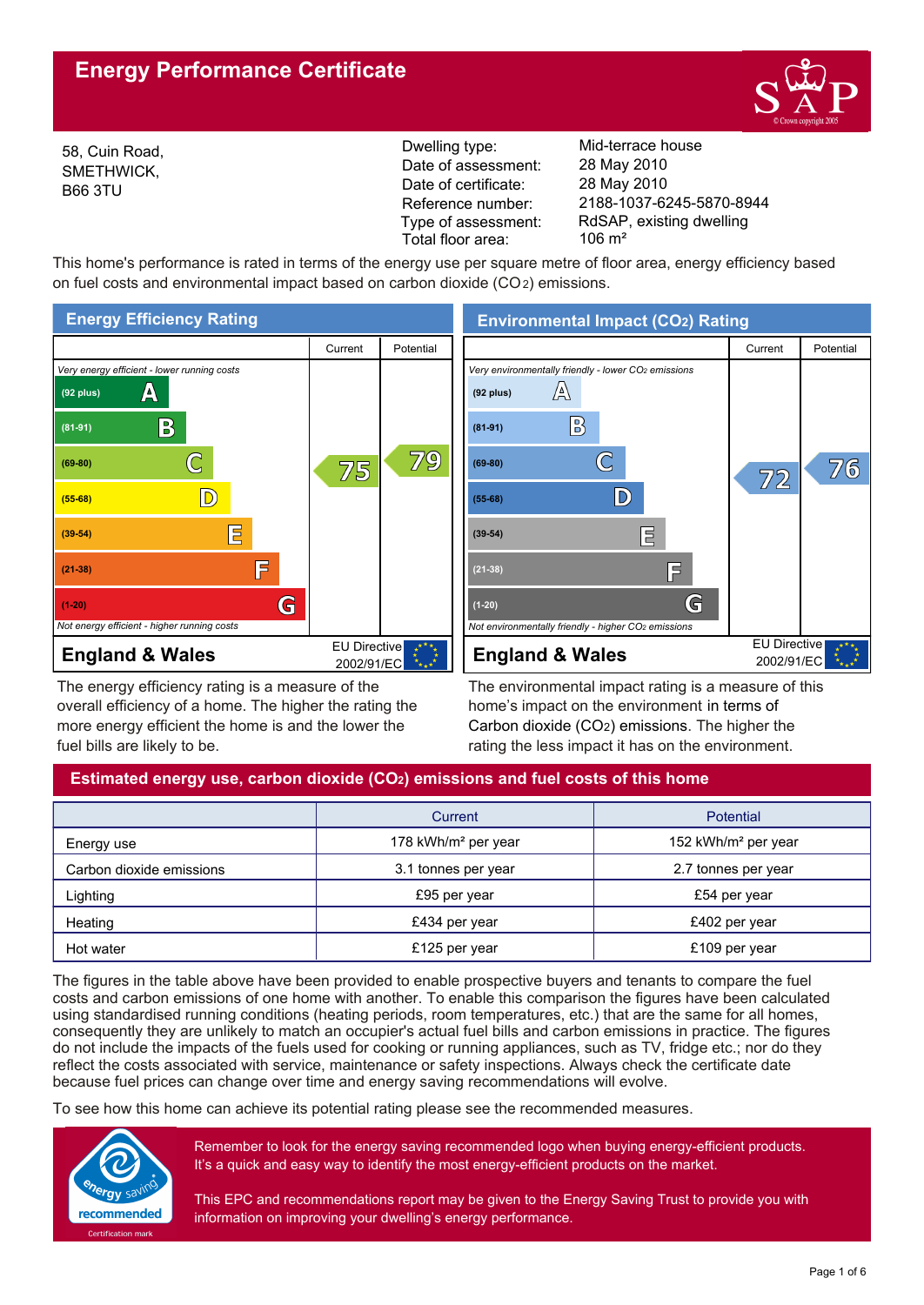# Energy Performance Certificate

58, Cuin Road,
SMETHWICK,
B66 3TU

| | |
|---|---|
| Dwelling type: | Mid-terrace house |
| Date of assessment: | 28 May 2010 |
| Date of certificate: | 28 May 2010 |
| Reference number: | 2188-1037-6245-5870-8944 |
| Type of assessment: | RdSAP, existing dwelling |
| Total floor area: | 106 m² |

This home's performance is rated in terms of the energy use per square metre of floor area, energy efficiency based on fuel costs and environmental impact based on carbon dioxide ($CO_2$) emissions.

## Energy Efficiency Rating

| | Current | Potential |
|---|---|---|
| *Very energy efficient - lower running costs* | | |
| (92 plus) A | | |
| (81-91) B | | |
| (69-80) C | 75 | 79 |
| (55-68) D | | |
| (39-54) E | | |
| (21-38) F | | |
| (1-20) G | | |
| *Not energy efficient - higher running costs* | | |
| England & Wales — EU Directive 2002/91/EC | | |

The energy efficiency rating is a measure of the overall efficiency of a home. The higher the rating the more energy efficient the home is and the lower the fuel bills are likely to be.

## Environmental Impact ($CO_2$) Rating

| | Current | Potential |
|---|---|---|
| *Very environmentally friendly - lower $CO_2$ emissions* | | |
| (92 plus) A | | |
| (81-91) B | | |
| (69-80) C | 72 | 76 |
| (55-68) D | | |
| (39-54) E | | |
| (21-38) F | | |
| (1-20) G | | |
| *Not environmentally friendly - higher $CO_2$ emissions* | | |
| England & Wales — EU Directive 2002/91/EC | | |

The environmental impact rating is a measure of this home's impact on the environment in terms of Carbon dioxide ($CO_2$) emissions. The higher the rating the less impact it has on the environment.

## Estimated energy use, carbon dioxide ($CO_2$) emissions and fuel costs of this home

| | Current | Potential |
|---|---|---|
| Energy use | 178 kWh/m² per year | 152 kWh/m² per year |
| Carbon dioxide emissions | 3.1 tonnes per year | 2.7 tonnes per year |
| Lighting | £95 per year | £54 per year |
| Heating | £434 per year | £402 per year |
| Hot water | £125 per year | £109 per year |

The figures in the table above have been provided to enable prospective buyers and tenants to compare the fuel costs and carbon emissions of one home with another. To enable this comparison the figures have been calculated using standardised running conditions (heating periods, room temperatures, etc.) that are the same for all homes, consequently they are unlikely to match an occupier's actual fuel bills and carbon emissions in practice. The figures do not include the impacts of the fuels used for cooking or running appliances, such as TV, fridge etc.; nor do they reflect the costs associated with service, maintenance or safety inspections. Always check the certificate date because fuel prices can change over time and energy saving recommendations will evolve.

To see how this home can achieve its potential rating please see the recommended measures.

energy saving recommended — Certification mark

Remember to look for the energy saving recommended logo when buying energy-efficient products. It's a quick and easy way to identify the most energy-efficient products on the market.

This EPC and recommendations report may be given to the Energy Saving Trust to provide you with information on improving your dwelling's energy performance.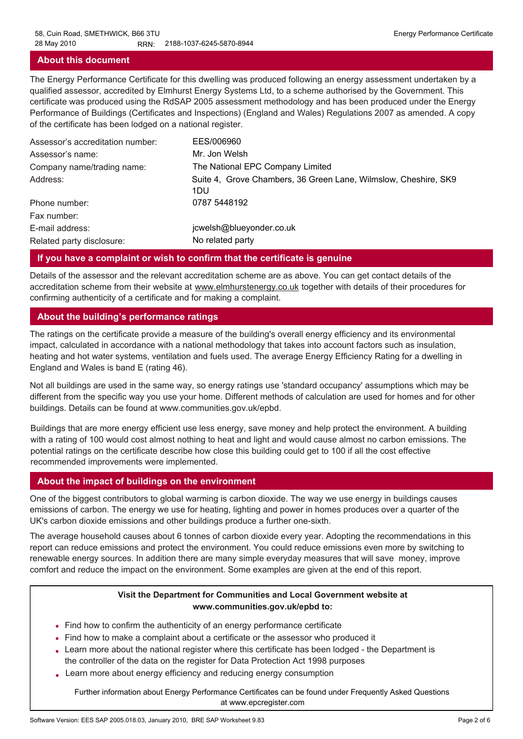## About this document

The Energy Performance Certificate for this dwelling was produced following an energy assessment undertaken by a qualified assessor, accredited by Elmhurst Energy Systems Ltd, to a scheme authorised by the Government. This certificate was produced using the RdSAP 2005 assessment methodology and has been produced under the Energy Performance of Buildings (Certificates and Inspections) (England and Wales) Regulations 2007 as amended. A copy of the certificate has been lodged on a national register.

| | |
|---|---|
| Assessor's accreditation number: | EES/006960 |
| Assessor's name: | Mr. Jon Welsh |
| Company name/trading name: | The National EPC Company Limited |
| Address: | Suite 4, Grove Chambers, 36 Green Lane, Wilmslow, Cheshire, SK9 1DU |
| Phone number: | 0787 5448192 |
| Fax number: | |
| E-mail address: | jcwelsh@blueyonder.co.uk |
| Related party disclosure: | No related party |

## If you have a complaint or wish to confirm that the certificate is genuine

Details of the assessor and the relevant accreditation scheme are as above. You can get contact details of the accreditation scheme from their website at www.elmhurstenergy.co.uk together with details of their procedures for confirming authenticity of a certificate and for making a complaint.

## About the building's performance ratings

The ratings on the certificate provide a measure of the building's overall energy efficiency and its environmental impact, calculated in accordance with a national methodology that takes into account factors such as insulation, heating and hot water systems, ventilation and fuels used. The average Energy Efficiency Rating for a dwelling in England and Wales is band E (rating 46).

Not all buildings are used in the same way, so energy ratings use 'standard occupancy' assumptions which may be different from the specific way you use your home. Different methods of calculation are used for homes and for other buildings. Details can be found at www.communities.gov.uk/epbd.

Buildings that are more energy efficient use less energy, save money and help protect the environment. A building with a rating of 100 would cost almost nothing to heat and light and would cause almost no carbon emissions. The potential ratings on the certificate describe how close this building could get to 100 if all the cost effective recommended improvements were implemented.

## About the impact of buildings on the environment

One of the biggest contributors to global warming is carbon dioxide. The way we use energy in buildings causes emissions of carbon. The energy we use for heating, lighting and power in homes produces over a quarter of the UK's carbon dioxide emissions and other buildings produce a further one-sixth.

The average household causes about 6 tonnes of carbon dioxide every year. Adopting the recommendations in this report can reduce emissions and protect the environment. You could reduce emissions even more by switching to renewable energy sources. In addition there are many simple everyday measures that will save money, improve comfort and reduce the impact on the environment. Some examples are given at the end of this report.

**Visit the Department for Communities and Local Government website at www.communities.gov.uk/epbd to:**

- Find how to confirm the authenticity of an energy performance certificate
- Find how to make a complaint about a certificate or the assessor who produced it
- Learn more about the national register where this certificate has been lodged - the Department is the controller of the data on the register for Data Protection Act 1998 purposes
- Learn more about energy efficiency and reducing energy consumption

Further information about Energy Performance Certificates can be found under Frequently Asked Questions at www.epcregister.com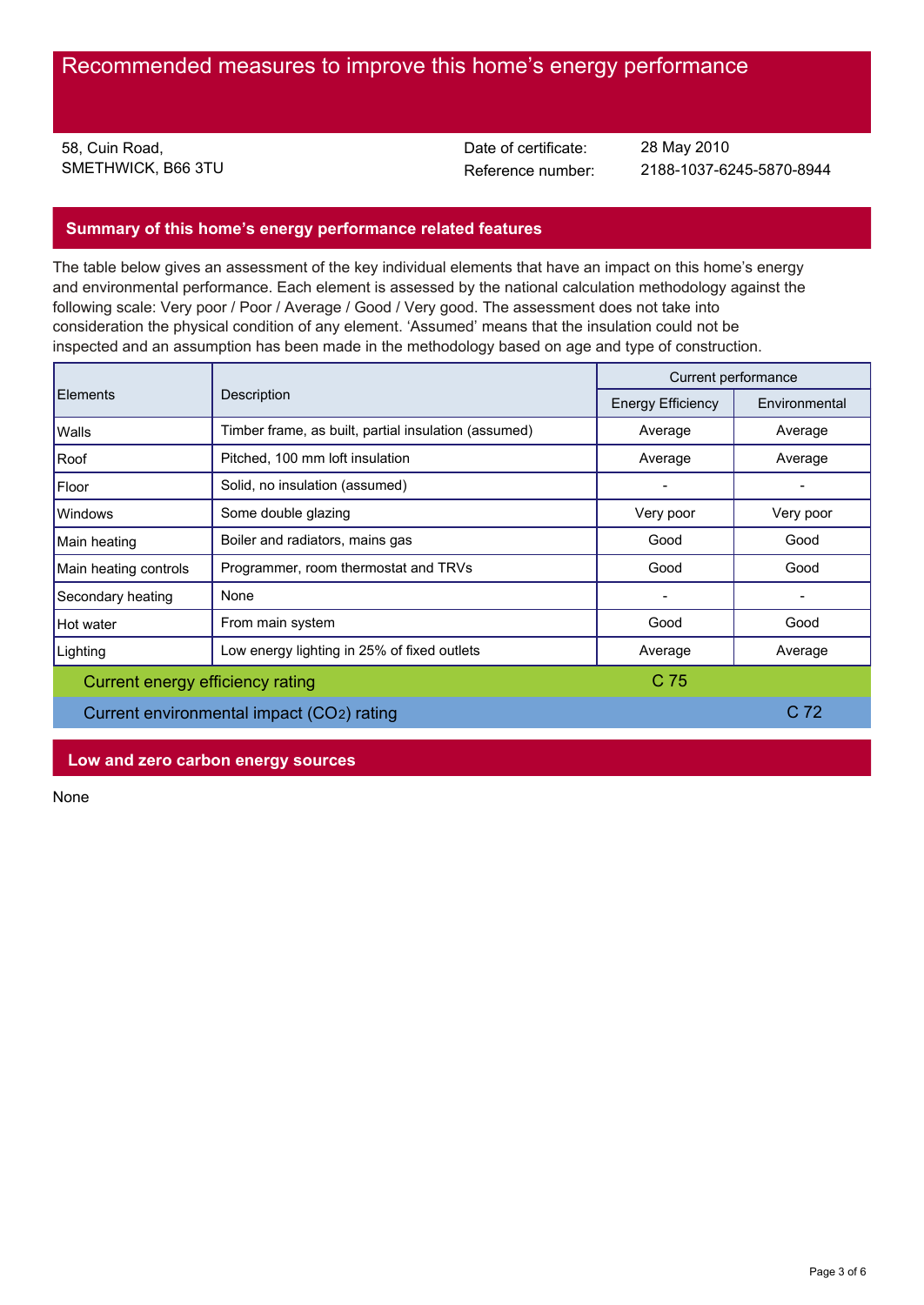# Recommended measures to improve this home's energy performance

58, Cuin Road,
SMETHWICK, B66 3TU

Date of certificate: 28 May 2010
Reference number: 2188-1037-6245-5870-8944

## Summary of this home's energy performance related features

The table below gives an assessment of the key individual elements that have an impact on this home's energy and environmental performance. Each element is assessed by the national calculation methodology against the following scale: Very poor / Poor / Average / Good / Very good. The assessment does not take into consideration the physical condition of any element. 'Assumed' means that the insulation could not be inspected and an assumption has been made in the methodology based on age and type of construction.

| Elements | Description | Current performance | |
|---|---|---|---|
| | | Energy Efficiency | Environmental |
| Walls | Timber frame, as built, partial insulation (assumed) | Average | Average |
| Roof | Pitched, 100 mm loft insulation | Average | Average |
| Floor | Solid, no insulation (assumed) | - | - |
| Windows | Some double glazing | Very poor | Very poor |
| Main heating | Boiler and radiators, mains gas | Good | Good |
| Main heating controls | Programmer, room thermostat and TRVs | Good | Good |
| Secondary heating | None | - | - |
| Hot water | From main system | Good | Good |
| Lighting | Low energy lighting in 25% of fixed outlets | Average | Average |
| Current energy efficiency rating | | C 75 | |
| Current environmental impact ($CO_2$) rating | | | C 72 |

## Low and zero carbon energy sources

None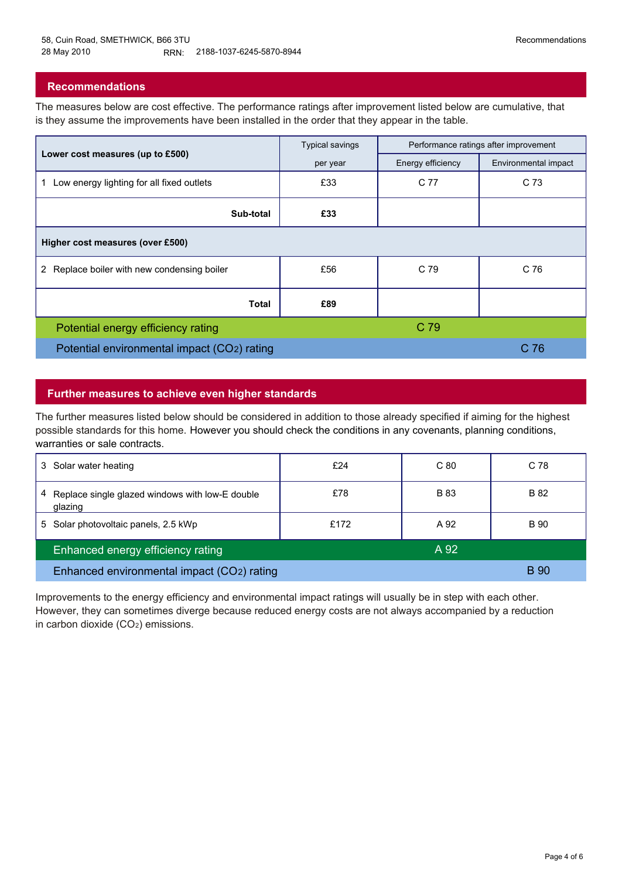58, Cuin Road, SMETHWICK, B66 3TU
28 May 2010 RRN: 2188-1037-6245-5870-8944

## Recommendations

The measures below are cost effective. The performance ratings after improvement listed below are cumulative, that is they assume the improvements have been installed in the order that they appear in the table.

| Lower cost measures (up to £500) | Typical savings per year | Performance ratings after improvement | |
|---|---|---|---|
| | | Energy efficiency | Environmental impact |
| 1 Low energy lighting for all fixed outlets | £33 | C 77 | C 73 |
| **Sub-total** | **£33** | | |
| **Higher cost measures (over £500)** | | | |
| 2 Replace boiler with new condensing boiler | £56 | C 79 | C 76 |
| **Total** | **£89** | | |
| Potential energy efficiency rating | | C 79 | |
| Potential environmental impact ($CO_2$) rating | | | C 76 |

## Further measures to achieve even higher standards

The further measures listed below should be considered in addition to those already specified if aiming for the highest possible standards for this home. However you should check the conditions in any covenants, planning conditions, warranties or sale contracts.

| Measure | Typical savings per year | Energy efficiency | Environmental impact |
|---|---|---|---|
| 3 Solar water heating | £24 | C 80 | C 78 |
| 4 Replace single glazed windows with low-E double glazing | £78 | B 83 | B 82 |
| 5 Solar photovoltaic panels, 2.5 kWp | £172 | A 92 | B 90 |
| Enhanced energy efficiency rating | | A 92 | |
| Enhanced environmental impact ($CO_2$) rating | | | B 90 |

Improvements to the energy efficiency and environmental impact ratings will usually be in step with each other. However, they can sometimes diverge because reduced energy costs are not always accompanied by a reduction in carbon dioxide ($CO_2$) emissions.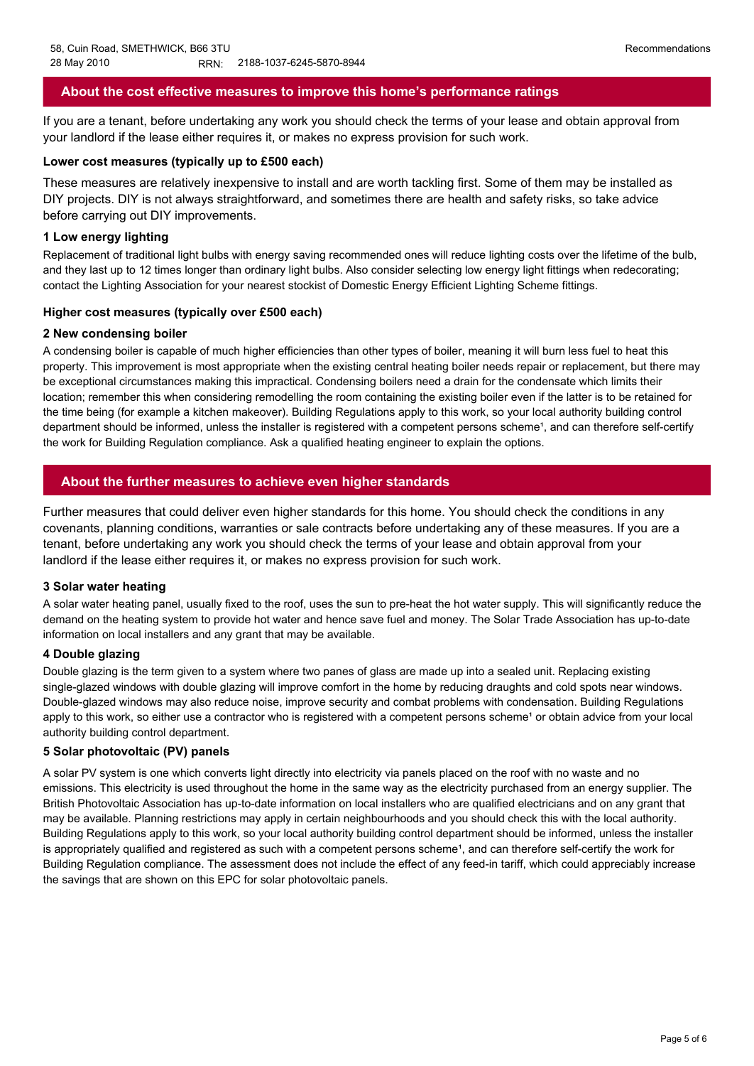## About the cost effective measures to improve this home's performance ratings

If you are a tenant, before undertaking any work you should check the terms of your lease and obtain approval from your landlord if the lease either requires it, or makes no express provision for such work.

**Lower cost measures (typically up to £500 each)**

These measures are relatively inexpensive to install and are worth tackling first. Some of them may be installed as DIY projects. DIY is not always straightforward, and sometimes there are health and safety risks, so take advice before carrying out DIY improvements.

**1 Low energy lighting**

Replacement of traditional light bulbs with energy saving recommended ones will reduce lighting costs over the lifetime of the bulb, and they last up to 12 times longer than ordinary light bulbs. Also consider selecting low energy light fittings when redecorating; contact the Lighting Association for your nearest stockist of Domestic Energy Efficient Lighting Scheme fittings.

**Higher cost measures (typically over £500 each)**

**2 New condensing boiler**

A condensing boiler is capable of much higher efficiencies than other types of boiler, meaning it will burn less fuel to heat this property. This improvement is most appropriate when the existing central heating boiler needs repair or replacement, but there may be exceptional circumstances making this impractical. Condensing boilers need a drain for the condensate which limits their location; remember this when considering remodelling the room containing the existing boiler even if the latter is to be retained for the time being (for example a kitchen makeover). Building Regulations apply to this work, so your local authority building control department should be informed, unless the installer is registered with a competent persons scheme[1], and can therefore self-certify the work for Building Regulation compliance. Ask a qualified heating engineer to explain the options.

## About the further measures to achieve even higher standards

Further measures that could deliver even higher standards for this home. You should check the conditions in any covenants, planning conditions, warranties or sale contracts before undertaking any of these measures. If you are a tenant, before undertaking any work you should check the terms of your lease and obtain approval from your landlord if the lease either requires it, or makes no express provision for such work.

**3 Solar water heating**

A solar water heating panel, usually fixed to the roof, uses the sun to pre-heat the hot water supply. This will significantly reduce the demand on the heating system to provide hot water and hence save fuel and money. The Solar Trade Association has up-to-date information on local installers and any grant that may be available.

**4 Double glazing**

Double glazing is the term given to a system where two panes of glass are made up into a sealed unit. Replacing existing single-glazed windows with double glazing will improve comfort in the home by reducing draughts and cold spots near windows. Double-glazed windows may also reduce noise, improve security and combat problems with condensation. Building Regulations apply to this work, so either use a contractor who is registered with a competent persons scheme[1] or obtain advice from your local authority building control department.

**5 Solar photovoltaic (PV) panels**

A solar PV system is one which converts light directly into electricity via panels placed on the roof with no waste and no emissions. This electricity is used throughout the home in the same way as the electricity purchased from an energy supplier. The British Photovoltaic Association has up-to-date information on local installers who are qualified electricians and on any grant that may be available. Planning restrictions may apply in certain neighbourhoods and you should check this with the local authority. Building Regulations apply to this work, so your local authority building control department should be informed, unless the installer is appropriately qualified and registered as such with a competent persons scheme[1], and can therefore self-certify the work for Building Regulation compliance. The assessment does not include the effect of any feed-in tariff, which could appreciably increase the savings that are shown on this EPC for solar photovoltaic panels.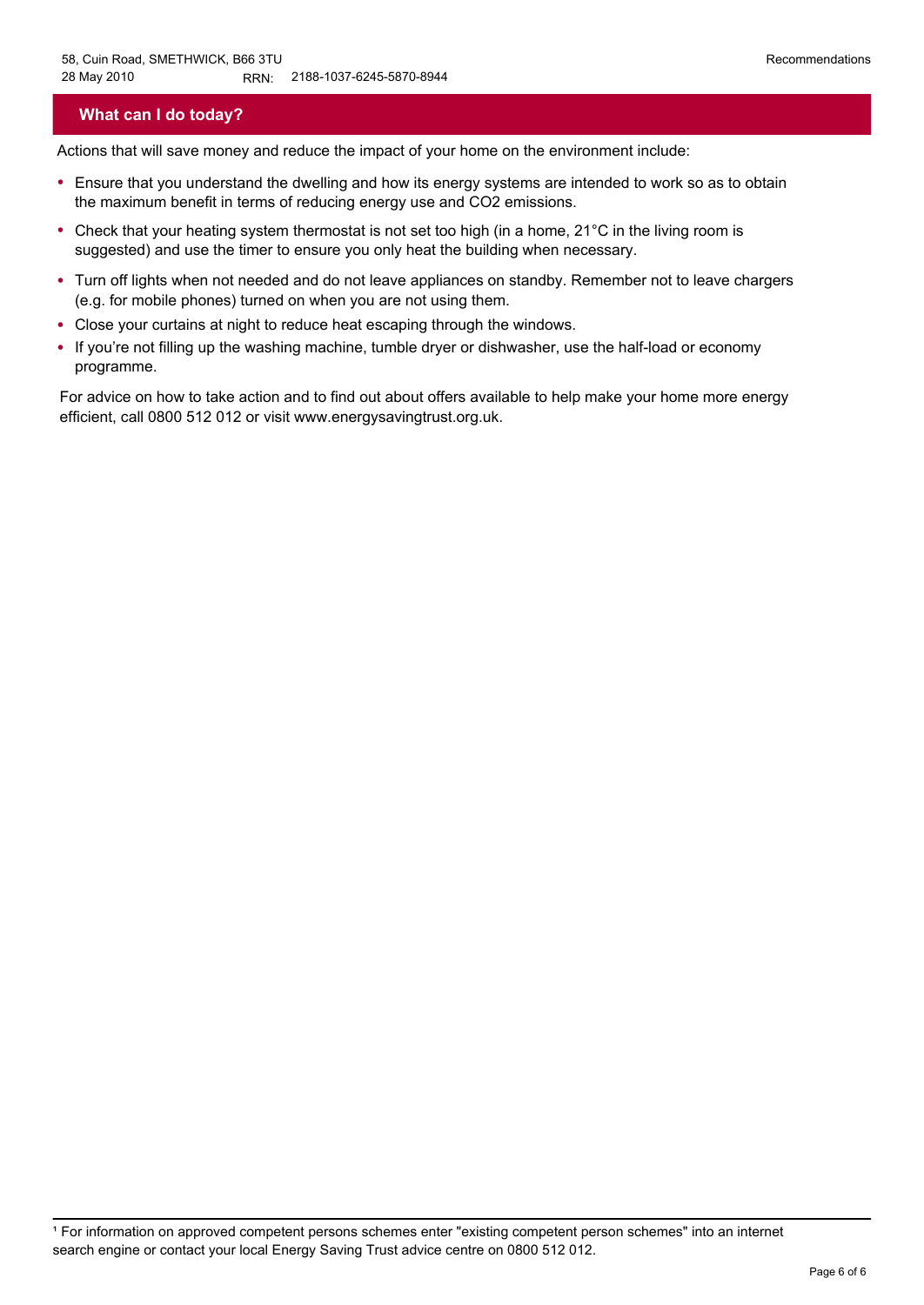## What can I do today?

Actions that will save money and reduce the impact of your home on the environment include:

- Ensure that you understand the dwelling and how its energy systems are intended to work so as to obtain the maximum benefit in terms of reducing energy use and $CO_2$ emissions.
- Check that your heating system thermostat is not set too high (in a home, 21°C in the living room is suggested) and use the timer to ensure you only heat the building when necessary.
- Turn off lights when not needed and do not leave appliances on standby. Remember not to leave chargers (e.g. for mobile phones) turned on when you are not using them.
- Close your curtains at night to reduce heat escaping through the windows.
- If you're not filling up the washing machine, tumble dryer or dishwasher, use the half-load or economy programme.

For advice on how to take action and to find out about offers available to help make your home more energy efficient, call 0800 512 012 or visit www.energysavingtrust.org.uk.

[1] For information on approved competent persons schemes enter "existing competent person schemes" into an internet search engine or contact your local Energy Saving Trust advice centre on 0800 512 012.